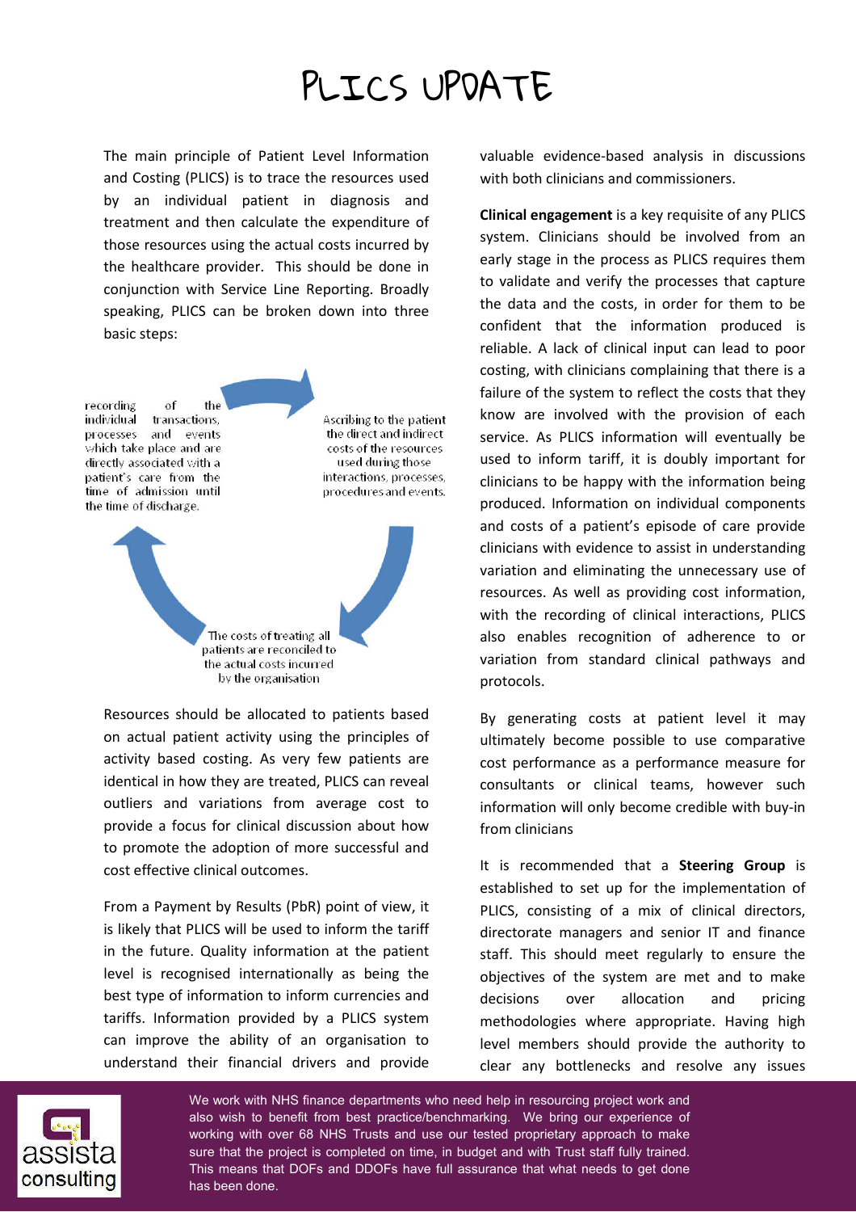# PLICS UPDATE

The main principle of Patient Level Information and Costing (PLICS) is to trace the resources used by an individual patient in diagnosis and treatment and then calculate the expenditure of those resources using the actual costs incurred by the healthcare provider. This should be done in conjunction with Service Line Reporting. Broadly speaking, PLICS can be broken down into three basic steps:

- recording of the individual transactions, processes and events which take place and are directly associated with a patient's care from the time of admission until the time of discharge.
- Ascribing to the patient the direct and indirect costs of the resources used during those interactions, processes, procedures and events.
- The costs of treating all patients are reconciled to the actual costs incurred by the organisation

Resources should be allocated to patients based on actual patient activity using the principles of activity based costing. As very few patients are identical in how they are treated, PLICS can reveal outliers and variations from average cost to provide a focus for clinical discussion about how to promote the adoption of more successful and cost effective clinical outcomes.

From a Payment by Results (PbR) point of view, it is likely that PLICS will be used to inform the tariff in the future. Quality information at the patient level is recognised internationally as being the best type of information to inform currencies and tariffs. Information provided by a PLICS system can improve the ability of an organisation to understand their financial drivers and provide valuable evidence-based analysis in discussions with both clinicians and commissioners.

**Clinical engagement** is a key requisite of any PLICS system. Clinicians should be involved from an early stage in the process as PLICS requires them to validate and verify the processes that capture the data and the costs, in order for them to be confident that the information produced is reliable. A lack of clinical input can lead to poor costing, with clinicians complaining that there is a failure of the system to reflect the costs that they know are involved with the provision of each service. As PLICS information will eventually be used to inform tariff, it is doubly important for clinicians to be happy with the information being produced. Information on individual components and costs of a patient's episode of care provide clinicians with evidence to assist in understanding variation and eliminating the unnecessary use of resources. As well as providing cost information, with the recording of clinical interactions, PLICS also enables recognition of adherence to or variation from standard clinical pathways and protocols.

By generating costs at patient level it may ultimately become possible to use comparative cost performance as a performance measure for consultants or clinical teams, however such information will only become credible with buy-in from clinicians

It is recommended that a **Steering Group** is established to set up for the implementation of PLICS, consisting of a mix of clinical directors, directorate managers and senior IT and finance staff. This should meet regularly to ensure the objectives of the system are met and to make decisions over allocation and pricing methodologies where appropriate. Having high level members should provide the authority to clear any bottlenecks and resolve any issues

We work with NHS finance departments who need help in resourcing project work and also wish to benefit from best practice/benchmarking. We bring our experience of working with over 68 NHS Trusts and use our tested proprietary approach to make sure that the project is completed on time, in budget and with Trust staff fully trained. This means that DOFs and DDOFs have full assurance that what needs to get done has been done.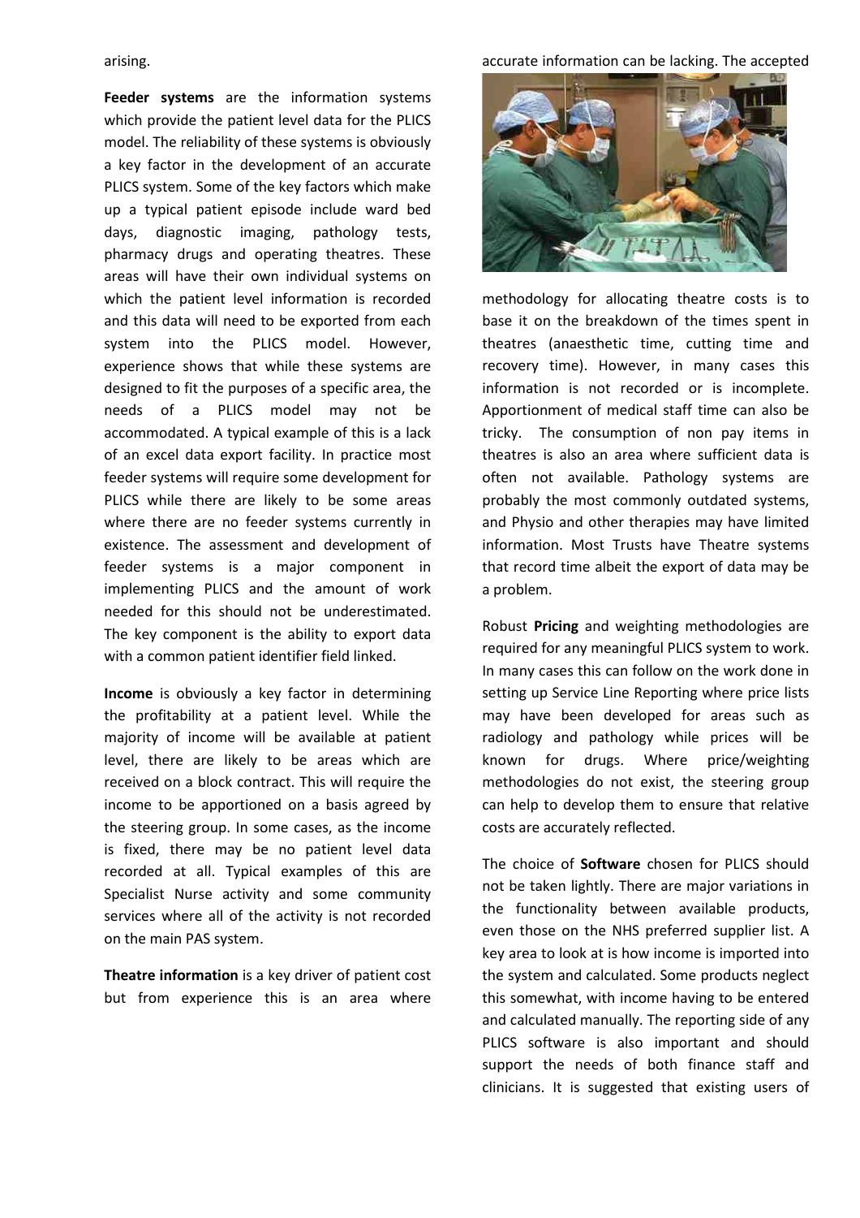arising.

**Feeder systems** are the information systems which provide the patient level data for the PLICS model. The reliability of these systems is obviously a key factor in the development of an accurate PLICS system. Some of the key factors which make up a typical patient episode include ward bed days, diagnostic imaging, pathology tests, pharmacy drugs and operating theatres. These areas will have their own individual systems on which the patient level information is recorded and this data will need to be exported from each system into the PLICS model. However, experience shows that while these systems are designed to fit the purposes of a specific area, the needs of a PLICS model may not be accommodated. A typical example of this is a lack of an excel data export facility. In practice most feeder systems will require some development for PLICS while there are likely to be some areas where there are no feeder systems currently in existence. The assessment and development of feeder systems is a major component in implementing PLICS and the amount of work needed for this should not be underestimated. The key component is the ability to export data with a common patient identifier field linked.

**Income** is obviously a key factor in determining the profitability at a patient level. While the majority of income will be available at patient level, there are likely to be areas which are received on a block contract. This will require the income to be apportioned on a basis agreed by the steering group. In some cases, as the income is fixed, there may be no patient level data recorded at all. Typical examples of this are Specialist Nurse activity and some community services where all of the activity is not recorded on the main PAS system.

**Theatre information** is a key driver of patient cost but from experience this is an area where accurate information can be lacking. The accepted methodology for allocating theatre costs is to base it on the breakdown of the times spent in theatres (anaesthetic time, cutting time and recovery time). However, in many cases this information is not recorded or is incomplete. Apportionment of medical staff time can also be tricky. The consumption of non pay items in theatres is also an area where sufficient data is often not available. Pathology systems are probably the most commonly outdated systems, and Physio and other therapies may have limited information. Most Trusts have Theatre systems that record time albeit the export of data may be a problem.

Robust **Pricing** and weighting methodologies are required for any meaningful PLICS system to work. In many cases this can follow on the work done in setting up Service Line Reporting where price lists may have been developed for areas such as radiology and pathology while prices will be known for drugs. Where price/weighting methodologies do not exist, the steering group can help to develop them to ensure that relative costs are accurately reflected.

The choice of **Software** chosen for PLICS should not be taken lightly. There are major variations in the functionality between available products, even those on the NHS preferred supplier list. A key area to look at is how income is imported into the system and calculated. Some products neglect this somewhat, with income having to be entered and calculated manually. The reporting side of any PLICS software is also important and should support the needs of both finance staff and clinicians. It is suggested that existing users of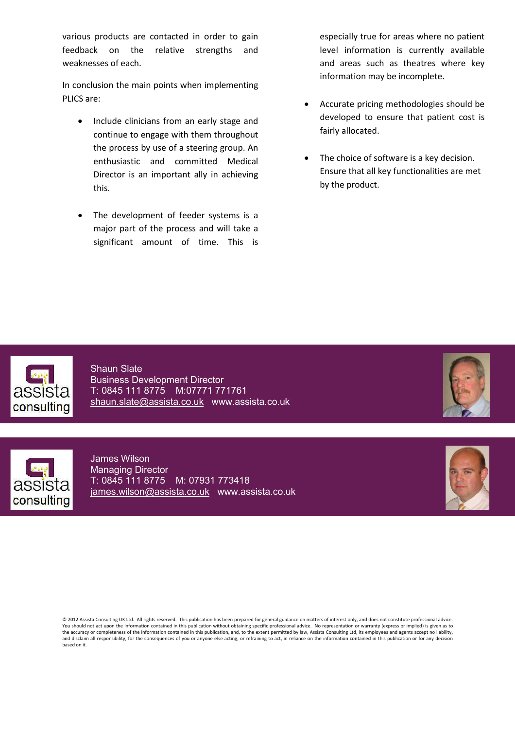various products are contacted in order to gain feedback on the relative strengths and weaknesses of each.

In conclusion the main points when implementing PLICS are:

- Include clinicians from an early stage and continue to engage with them throughout the process by use of a steering group. An enthusiastic and committed Medical Director is an important ally in achieving this.

- The development of feeder systems is a major part of the process and will take a significant amount of time. This is especially true for areas where no patient level information is currently available and areas such as theatres where key information may be incomplete.

- Accurate pricing methodologies should be developed to ensure that patient cost is fairly allocated.

- The choice of software is a key decision. Ensure that all key functionalities are met by the product.

assista consulting

Shaun Slate
Business Development Director
T: 0845 111 8775 M:07771 771761
shaun.slate@assista.co.uk www.assista.co.uk

assista consulting

James Wilson
Managing Director
T: 0845 111 8775 M: 07931 773418
james.wilson@assista.co.uk www.assista.co.uk

© 2012 Assista Consulting UK Ltd. All rights reserved. This publication has been prepared for general guidance on matters of interest only, and does not constitute professional advice. You should not act upon the information contained in this publication without obtaining specific professional advice. No representation or warranty (express or implied) is given as to the accuracy or completeness of the information contained in this publication, and, to the extent permitted by law, Assista Consulting Ltd, its employees and agents accept no liability, and disclaim all responsibility, for the consequences of you or anyone else acting, or refraining to act, in reliance on the information contained in this publication or for any decision based on it.